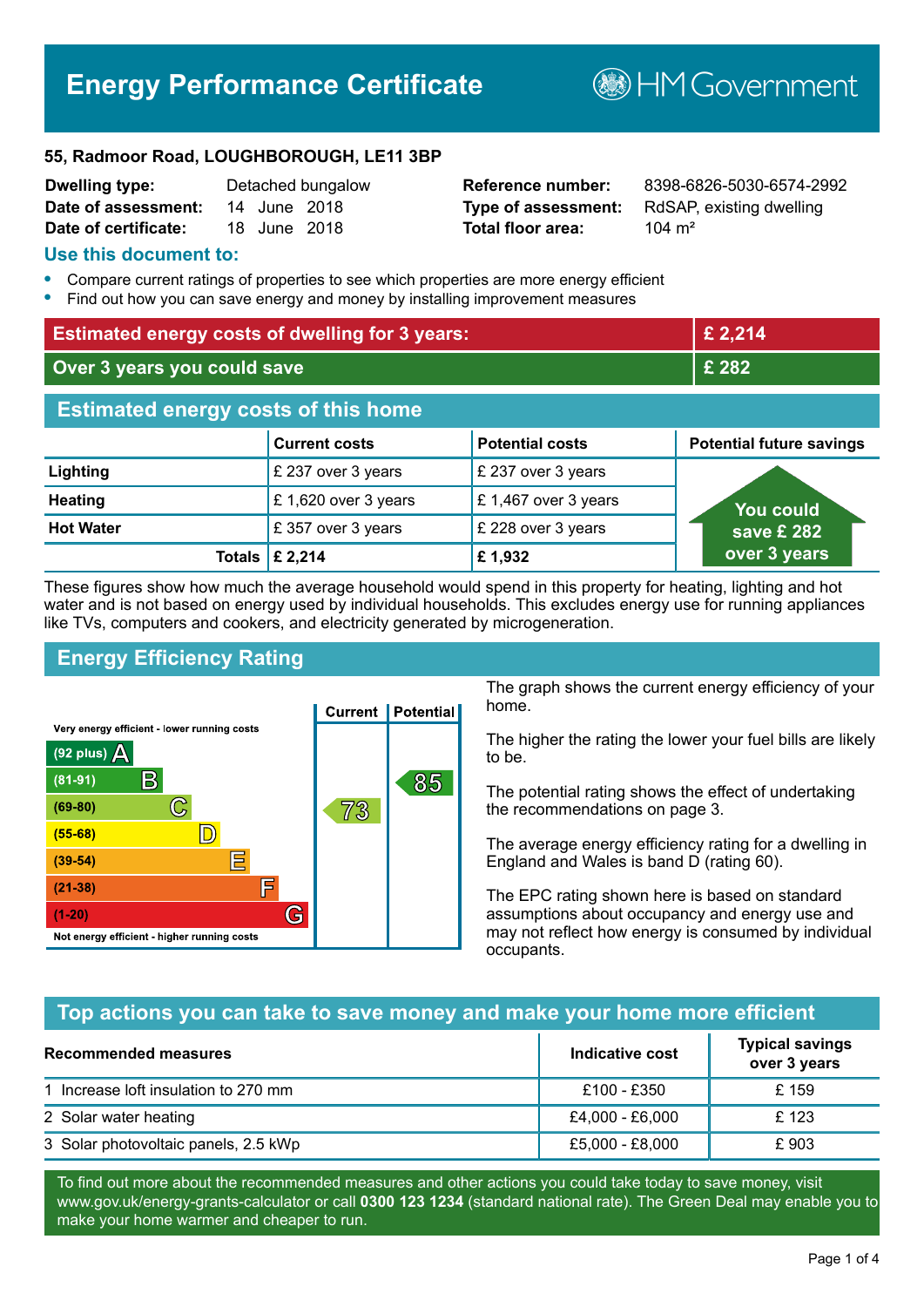# Energy Performance Certificate

HM Government

**55, Radmoor Road, LOUGHBOROUGH, LE11 3BP**

| | | | |
|---|---|---|---|
| **Dwelling type:** | Detached bungalow | **Reference number:** | 8398-6826-5030-6574-2992 |
| **Date of assessment:** | 14 June 2018 | **Type of assessment:** | RdSAP, existing dwelling |
| **Date of certificate:** | 18 June 2018 | **Total floor area:** | 104 m² |

## Use this document to:

- Compare current ratings of properties to see which properties are more energy efficient
- Find out how you can save energy and money by installing improvement measures

| | |
|---|---|
| **Estimated energy costs of dwelling for 3 years:** | **£ 2,214** |
| **Over 3 years you could save** | **£ 282** |

## Estimated energy costs of this home

| | Current costs | Potential costs | Potential future savings |
|---|---|---|---|
| **Lighting** | £ 237 over 3 years | £ 237 over 3 years | You could save £ 282 over 3 years |
| **Heating** | £ 1,620 over 3 years | £ 1,467 over 3 years | |
| **Hot Water** | £ 357 over 3 years | £ 228 over 3 years | |
| **Totals** | **£ 2,214** | **£ 1,932** | |

These figures show how much the average household would spend in this property for heating, lighting and hot water and is not based on energy used by individual households. This excludes energy use for running appliances like TVs, computers and cookers, and electricity generated by microgeneration.

## Energy Efficiency Rating

| Rating | Current | Potential |
|---|---|---|
| Very energy efficient - lower running costs | | |
| (92 plus) A | | |
| (81-91) B | | 85 |
| (69-80) C | 73 | |
| (55-68) D | | |
| (39-54) E | | |
| (21-38) F | | |
| (1-20) G | | |
| Not energy efficient - higher running costs | | |

The graph shows the current energy efficiency of your home.

The higher the rating the lower your fuel bills are likely to be.

The potential rating shows the effect of undertaking the recommendations on page 3.

The average energy efficiency rating for a dwelling in England and Wales is band D (rating 60).

The EPC rating shown here is based on standard assumptions about occupancy and energy use and may not reflect how energy is consumed by individual occupants.

## Top actions you can take to save money and make your home more efficient

| Recommended measures | Indicative cost | Typical savings over 3 years |
|---|---|---|
| 1 Increase loft insulation to 270 mm | £100 - £350 | £ 159 |
| 2 Solar water heating | £4,000 - £6,000 | £ 123 |
| 3 Solar photovoltaic panels, 2.5 kWp | £5,000 - £8,000 | £ 903 |

To find out more about the recommended measures and other actions you could take today to save money, visit www.gov.uk/energy-grants-calculator or call **0300 123 1234** (standard national rate). The Green Deal may enable you to make your home warmer and cheaper to run.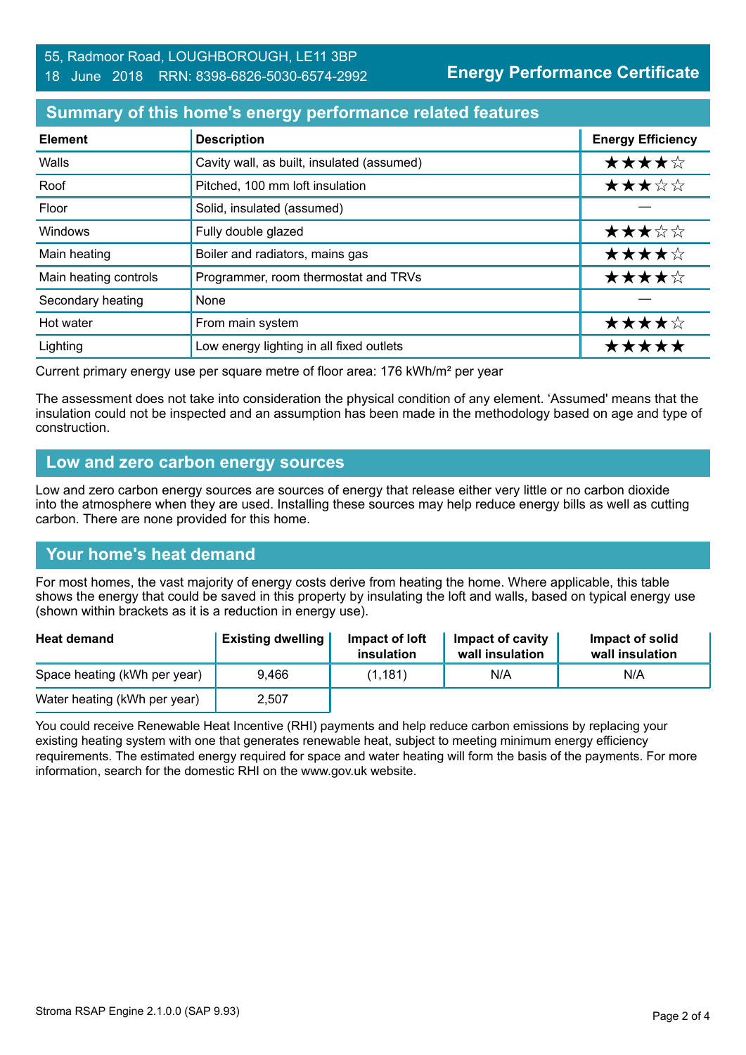55, Radmoor Road, LOUGHBOROUGH, LE11 3BP
18 June 2018 RRN: 8398-6826-5030-6574-2992

**Energy Performance Certificate**

## Summary of this home's energy performance related features

| Element | Description | Energy Efficiency |
|---|---|---|
| Walls | Cavity wall, as built, insulated (assumed) | ★★★★☆ |
| Roof | Pitched, 100 mm loft insulation | ★★★☆☆ |
| Floor | Solid, insulated (assumed) | — |
| Windows | Fully double glazed | ★★★☆☆ |
| Main heating | Boiler and radiators, mains gas | ★★★★☆ |
| Main heating controls | Programmer, room thermostat and TRVs | ★★★★☆ |
| Secondary heating | None | — |
| Hot water | From main system | ★★★★☆ |
| Lighting | Low energy lighting in all fixed outlets | ★★★★★ |

Current primary energy use per square metre of floor area: 176 kWh/m² per year

The assessment does not take into consideration the physical condition of any element. 'Assumed' means that the insulation could not be inspected and an assumption has been made in the methodology based on age and type of construction.

## Low and zero carbon energy sources

Low and zero carbon energy sources are sources of energy that release either very little or no carbon dioxide into the atmosphere when they are used. Installing these sources may help reduce energy bills as well as cutting carbon. There are none provided for this home.

## Your home's heat demand

For most homes, the vast majority of energy costs derive from heating the home. Where applicable, this table shows the energy that could be saved in this property by insulating the loft and walls, based on typical energy use (shown within brackets as it is a reduction in energy use).

| Heat demand | Existing dwelling | Impact of loft insulation | Impact of cavity wall insulation | Impact of solid wall insulation |
|---|---|---|---|---|
| Space heating (kWh per year) | 9,466 | (1,181) | N/A | N/A |
| Water heating (kWh per year) | 2,507 | | | |

You could receive Renewable Heat Incentive (RHI) payments and help reduce carbon emissions by replacing your existing heating system with one that generates renewable heat, subject to meeting minimum energy efficiency requirements. The estimated energy required for space and water heating will form the basis of the payments. For more information, search for the domestic RHI on the www.gov.uk website.

Stroma RSAP Engine 2.1.0.0 (SAP 9.93)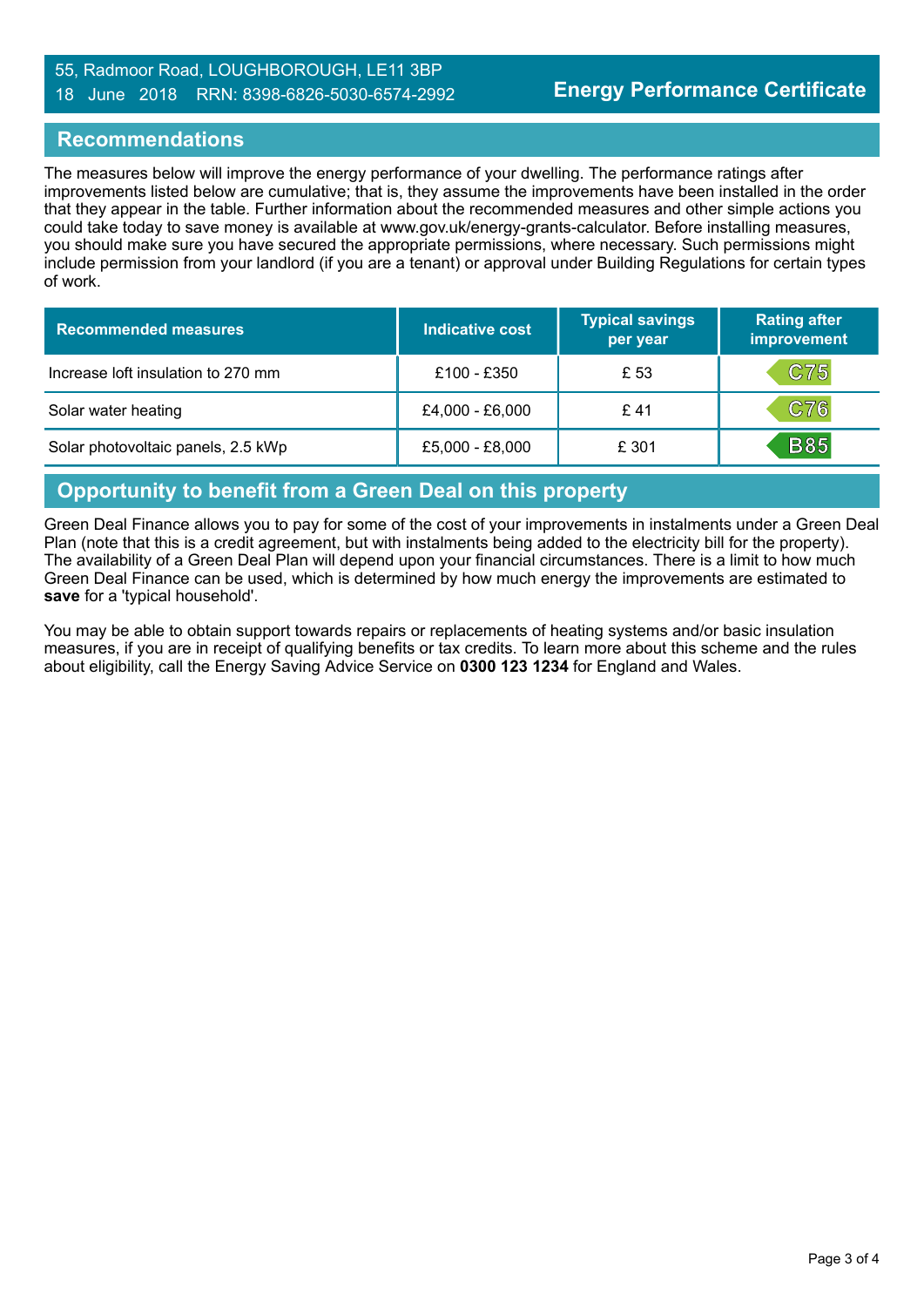## Recommendations

The measures below will improve the energy performance of your dwelling. The performance ratings after improvements listed below are cumulative; that is, they assume the improvements have been installed in the order that they appear in the table. Further information about the recommended measures and other simple actions you could take today to save money is available at www.gov.uk/energy-grants-calculator. Before installing measures, you should make sure you have secured the appropriate permissions, where necessary. Such permissions might include permission from your landlord (if you are a tenant) or approval under Building Regulations for certain types of work.

| Recommended measures | Indicative cost | Typical savings per year | Rating after improvement |
|---|---|---|---|
| Increase loft insulation to 270 mm | £100 - £350 | £ 53 | C75 |
| Solar water heating | £4,000 - £6,000 | £ 41 | C76 |
| Solar photovoltaic panels, 2.5 kWp | £5,000 - £8,000 | £ 301 | B85 |

## Opportunity to benefit from a Green Deal on this property

Green Deal Finance allows you to pay for some of the cost of your improvements in instalments under a Green Deal Plan (note that this is a credit agreement, but with instalments being added to the electricity bill for the property). The availability of a Green Deal Plan will depend upon your financial circumstances. There is a limit to how much Green Deal Finance can be used, which is determined by how much energy the improvements are estimated to **save** for a 'typical household'.

You may be able to obtain support towards repairs or replacements of heating systems and/or basic insulation measures, if you are in receipt of qualifying benefits or tax credits. To learn more about this scheme and the rules about eligibility, call the Energy Saving Advice Service on **0300 123 1234** for England and Wales.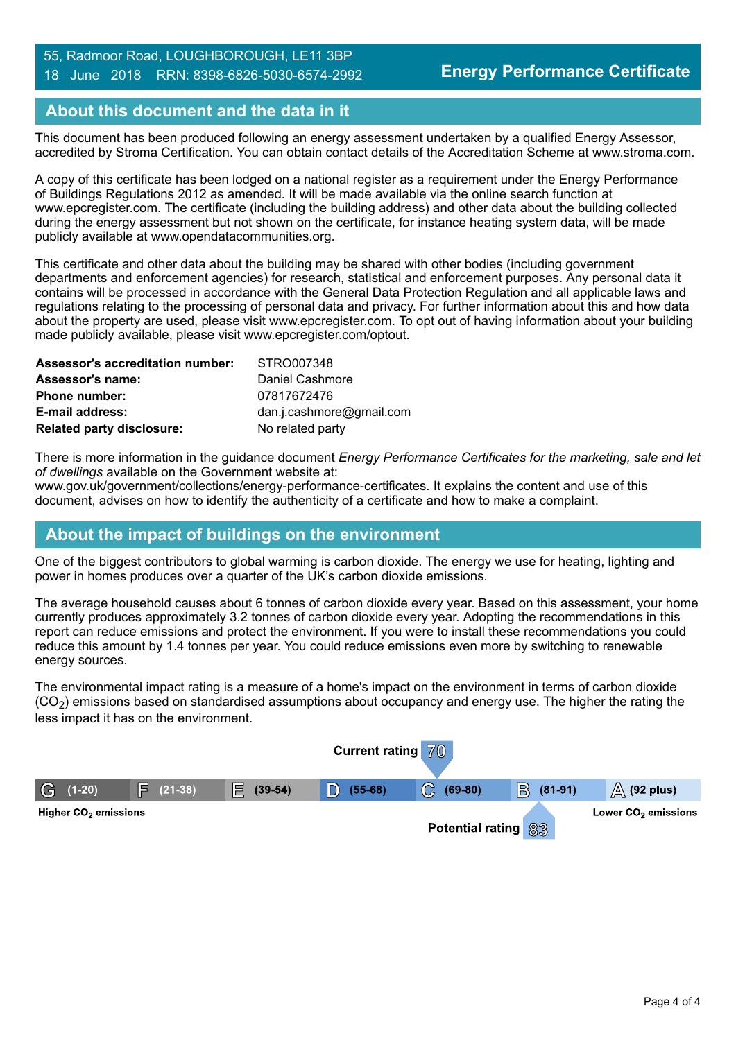55, Radmoor Road, LOUGHBOROUGH, LE11 3BP
18 June 2018 RRN: 8398-6826-5030-6574-2992

**Energy Performance Certificate**

## About this document and the data in it

This document has been produced following an energy assessment undertaken by a qualified Energy Assessor, accredited by Stroma Certification. You can obtain contact details of the Accreditation Scheme at www.stroma.com.

A copy of this certificate has been lodged on a national register as a requirement under the Energy Performance of Buildings Regulations 2012 as amended. It will be made available via the online search function at www.epcregister.com. The certificate (including the building address) and other data about the building collected during the energy assessment but not shown on the certificate, for instance heating system data, will be made publicly available at www.opendatacommunities.org.

This certificate and other data about the building may be shared with other bodies (including government departments and enforcement agencies) for research, statistical and enforcement purposes. Any personal data it contains will be processed in accordance with the General Data Protection Regulation and all applicable laws and regulations relating to the processing of personal data and privacy. For further information about this and how data about the property are used, please visit www.epcregister.com. To opt out of having information about your building made publicly available, please visit www.epcregister.com/optout.

| | |
|---|---|
| **Assessor's accreditation number:** | STRO007348 |
| **Assessor's name:** | Daniel Cashmore |
| **Phone number:** | 07817672476 |
| **E-mail address:** | dan.j.cashmore@gmail.com |
| **Related party disclosure:** | No related party |

There is more information in the guidance document *Energy Performance Certificates for the marketing, sale and let of dwellings* available on the Government website at: www.gov.uk/government/collections/energy-performance-certificates. It explains the content and use of this document, advises on how to identify the authenticity of a certificate and how to make a complaint.

## About the impact of buildings on the environment

One of the biggest contributors to global warming is carbon dioxide. The energy we use for heating, lighting and power in homes produces over a quarter of the UK's carbon dioxide emissions.

The average household causes about 6 tonnes of carbon dioxide every year. Based on this assessment, your home currently produces approximately 3.2 tonnes of carbon dioxide every year. Adopting the recommendations in this report can reduce emissions and protect the environment. If you were to install these recommendations you could reduce this amount by 1.4 tonnes per year. You could reduce emissions even more by switching to renewable energy sources.

The environmental impact rating is a measure of a home's impact on the environment in terms of carbon dioxide ($CO_2$) emissions based on standardised assumptions about occupancy and energy use. The higher the rating the less impact it has on the environment.

Current rating 70

G (1-20)
F (21-38)
E (39-54)
D (55-68)
C (69-80)
B (81-91)
A (92 plus)

Higher $CO_2$ emissions
Lower $CO_2$ emissions

Potential rating 83